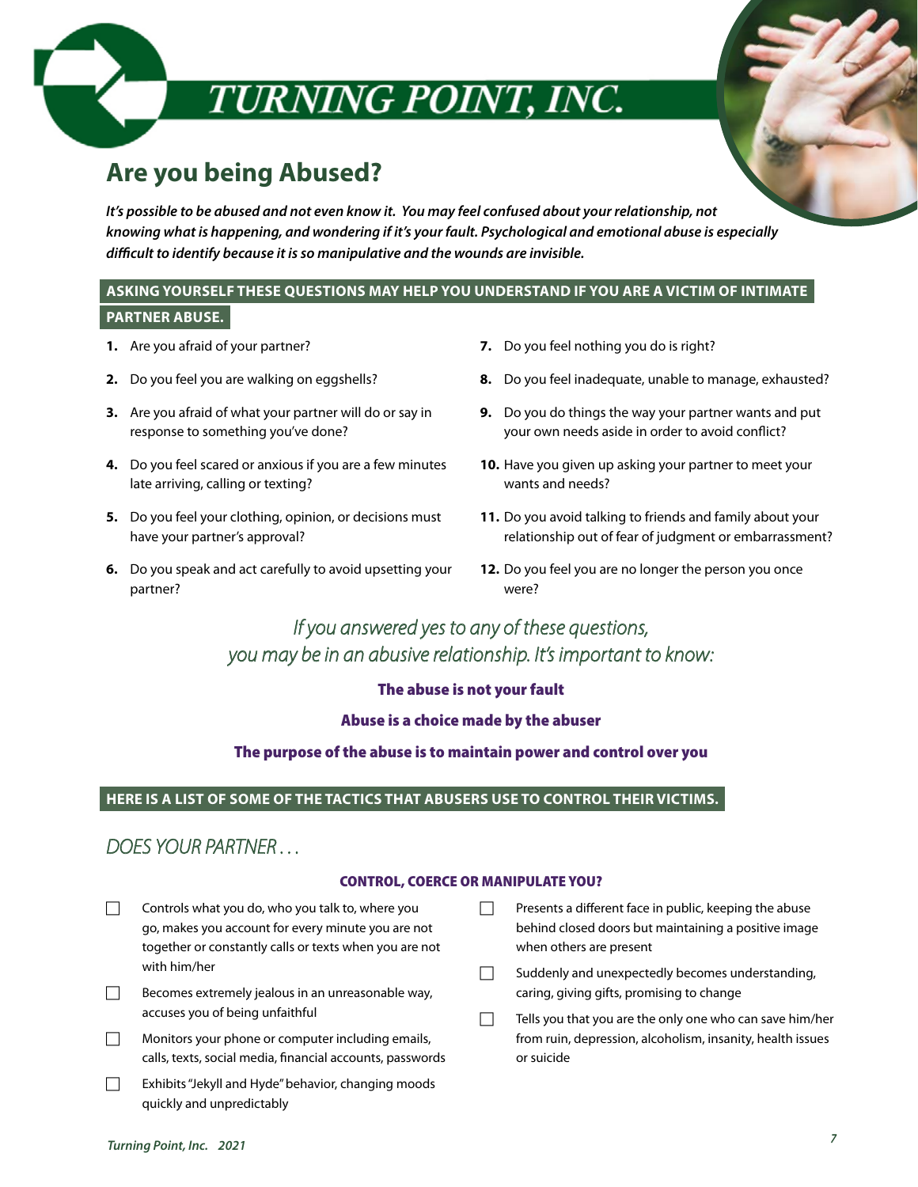# TURNING POINT, INC.

## Are you being Abused?

***It's possible to be abused and not even know it. You may feel confused about your relationship, not knowing what is happening, and wondering if it's your fault. Psychological and emotional abuse is especially difficult to identify because it is so manipulative and the wounds are invisible.***

### ASKING YOURSELF THESE QUESTIONS MAY HELP YOU UNDERSTAND IF YOU ARE A VICTIM OF INTIMATE PARTNER ABUSE.

1. Are you afraid of your partner?
2. Do you feel you are walking on eggshells?
3. Are you afraid of what your partner will do or say in response to something you've done?
4. Do you feel scared or anxious if you are a few minutes late arriving, calling or texting?
5. Do you feel your clothing, opinion, or decisions must have your partner's approval?
6. Do you speak and act carefully to avoid upsetting your partner?
7. Do you feel nothing you do is right?
8. Do you feel inadequate, unable to manage, exhausted?
9. Do you do things the way your partner wants and put your own needs aside in order to avoid conflict?
10. Have you given up asking your partner to meet your wants and needs?
11. Do you avoid talking to friends and family about your relationship out of fear of judgment or embarrassment?
12. Do you feel you are no longer the person you once were?

*If you answered yes to any of these questions, you may be in an abusive relationship. It's important to know:*

**The abuse is not your fault**

**Abuse is a choice made by the abuser**

**The purpose of the abuse is to maintain power and control over you**

### HERE IS A LIST OF SOME OF THE TACTICS THAT ABUSERS USE TO CONTROL THEIR VICTIMS.

*DOES YOUR PARTNER . . .*

**CONTROL, COERCE OR MANIPULATE YOU?**

- [ ] Controls what you do, who you talk to, where you go, makes you account for every minute you are not together or constantly calls or texts when you are not with him/her
- [ ] Becomes extremely jealous in an unreasonable way, accuses you of being unfaithful
- [ ] Monitors your phone or computer including emails, calls, texts, social media, financial accounts, passwords
- [ ] Exhibits "Jekyll and Hyde" behavior, changing moods quickly and unpredictably
- [ ] Presents a different face in public, keeping the abuse behind closed doors but maintaining a positive image when others are present
- [ ] Suddenly and unexpectedly becomes understanding, caring, giving gifts, promising to change
- [ ] Tells you that you are the only one who can save him/her from ruin, depression, alcoholism, insanity, health issues or suicide

*Turning Point, Inc. 2021*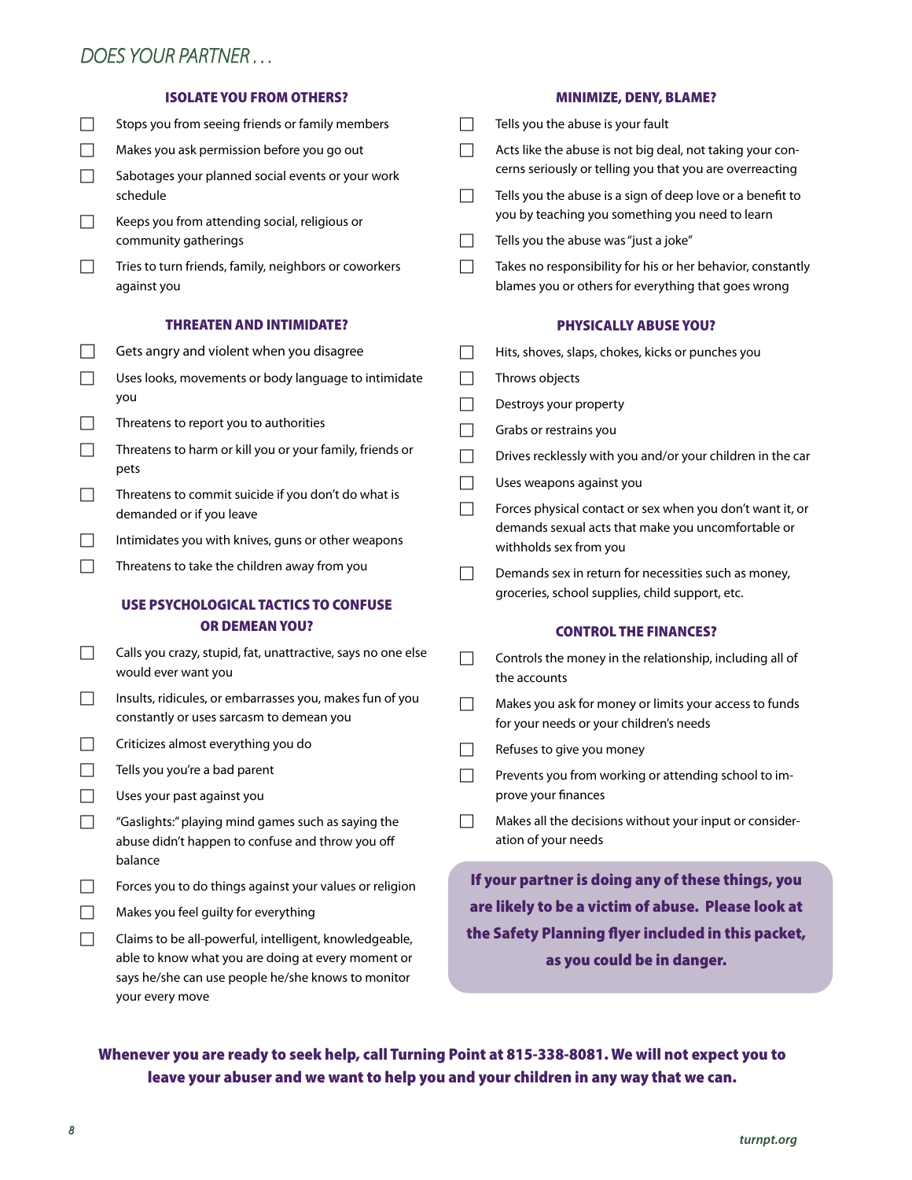# DOES YOUR PARTNER . . .

### ISOLATE YOU FROM OTHERS?

- [ ] Stops you from seeing friends or family members
- [ ] Makes you ask permission before you go out
- [ ] Sabotages your planned social events or your work schedule
- [ ] Keeps you from attending social, religious or community gatherings
- [ ] Tries to turn friends, family, neighbors or coworkers against you

### THREATEN AND INTIMIDATE?

- [ ] Gets angry and violent when you disagree
- [ ] Uses looks, movements or body language to intimidate you
- [ ] Threatens to report you to authorities
- [ ] Threatens to harm or kill you or your family, friends or pets
- [ ] Threatens to commit suicide if you don't do what is demanded or if you leave
- [ ] Intimidates you with knives, guns or other weapons
- [ ] Threatens to take the children away from you

### USE PSYCHOLOGICAL TACTICS TO CONFUSE OR DEMEAN YOU?

- [ ] Calls you crazy, stupid, fat, unattractive, says no one else would ever want you
- [ ] Insults, ridicules, or embarrasses you, makes fun of you constantly or uses sarcasm to demean you
- [ ] Criticizes almost everything you do
- [ ] Tells you you're a bad parent
- [ ] Uses your past against you
- [ ] "Gaslights:" playing mind games such as saying the abuse didn't happen to confuse and throw you off balance
- [ ] Forces you to do things against your values or religion
- [ ] Makes you feel guilty for everything
- [ ] Claims to be all-powerful, intelligent, knowledgeable, able to know what you are doing at every moment or says he/she can use people he/she knows to monitor your every move

### MINIMIZE, DENY, BLAME?

- [ ] Tells you the abuse is your fault
- [ ] Acts like the abuse is not big deal, not taking your concerns seriously or telling you that you are overreacting
- [ ] Tells you the abuse is a sign of deep love or a benefit to you by teaching you something you need to learn
- [ ] Tells you the abuse was "just a joke"
- [ ] Takes no responsibility for his or her behavior, constantly blames you or others for everything that goes wrong

### PHYSICALLY ABUSE YOU?

- [ ] Hits, shoves, slaps, chokes, kicks or punches you
- [ ] Throws objects
- [ ] Destroys your property
- [ ] Grabs or restrains you
- [ ] Drives recklessly with you and/or your children in the car
- [ ] Uses weapons against you
- [ ] Forces physical contact or sex when you don't want it, or demands sexual acts that make you uncomfortable or withholds sex from you
- [ ] Demands sex in return for necessities such as money, groceries, school supplies, child support, etc.

### CONTROL THE FINANCES?

- [ ] Controls the money in the relationship, including all of the accounts
- [ ] Makes you ask for money or limits your access to funds for your needs or your children's needs
- [ ] Refuses to give you money
- [ ] Prevents you from working or attending school to improve your finances
- [ ] Makes all the decisions without your input or consideration of your needs

**If your partner is doing any of these things, you are likely to be a victim of abuse. Please look at the Safety Planning flyer included in this packet, as you could be in danger.**

**Whenever you are ready to seek help, call Turning Point at 815-338-8081. We will not expect you to leave your abuser and we want to help you and your children in any way that we can.**

turnpt.org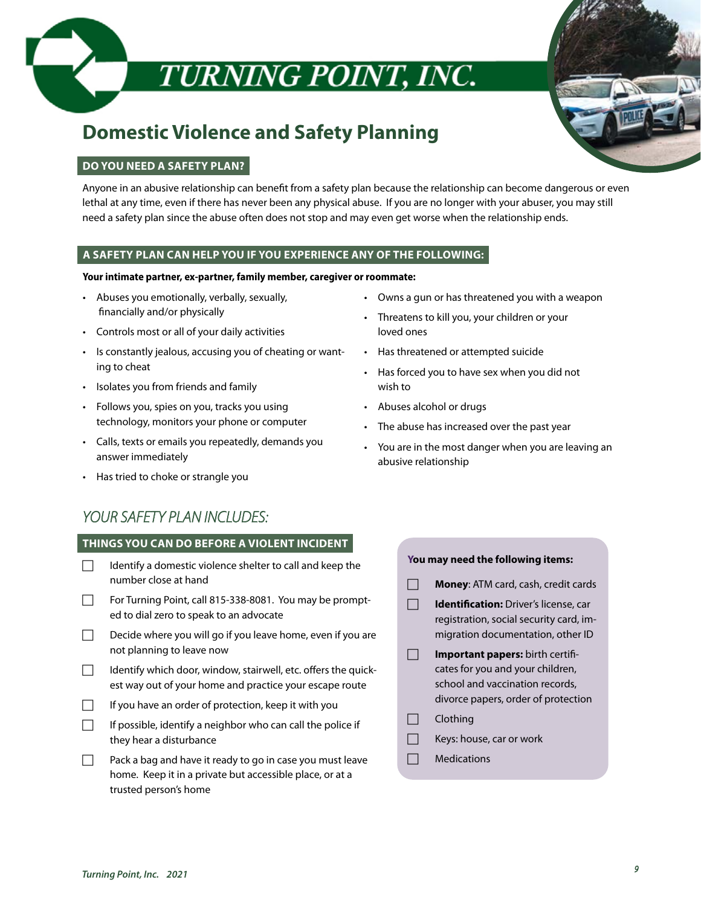# TURNING POINT, INC.

## Domestic Violence and Safety Planning

### DO YOU NEED A SAFETY PLAN?

Anyone in an abusive relationship can benefit from a safety plan because the relationship can become dangerous or even lethal at any time, even if there has never been any physical abuse. If you are no longer with your abuser, you may still need a safety plan since the abuse often does not stop and may even get worse when the relationship ends.

### A SAFETY PLAN CAN HELP YOU IF YOU EXPERIENCE ANY OF THE FOLLOWING:

**Your intimate partner, ex-partner, family member, caregiver or roommate:**

- Abuses you emotionally, verbally, sexually, financially and/or physically
- Controls most or all of your daily activities
- Is constantly jealous, accusing you of cheating or wanting to cheat
- Isolates you from friends and family
- Follows you, spies on you, tracks you using technology, monitors your phone or computer
- Calls, texts or emails you repeatedly, demands you answer immediately
- Has tried to choke or strangle you
- Owns a gun or has threatened you with a weapon
- Threatens to kill you, your children or your loved ones
- Has threatened or attempted suicide
- Has forced you to have sex when you did not wish to
- Abuses alcohol or drugs
- The abuse has increased over the past year
- You are in the most danger when you are leaving an abusive relationship

## *YOUR SAFETY PLAN INCLUDES:*

### THINGS YOU CAN DO BEFORE A VIOLENT INCIDENT

- [ ] Identify a domestic violence shelter to call and keep the number close at hand
- [ ] For Turning Point, call 815-338-8081. You may be prompted to dial zero to speak to an advocate
- [ ] Decide where you will go if you leave home, even if you are not planning to leave now
- [ ] Identify which door, window, stairwell, etc. offers the quickest way out of your home and practice your escape route
- [ ] If you have an order of protection, keep it with you
- [ ] If possible, identify a neighbor who can call the police if they hear a disturbance
- [ ] Pack a bag and have it ready to go in case you must leave home. Keep it in a private but accessible place, or at a trusted person's home

**You may need the following items:**

- [ ] **Money**: ATM card, cash, credit cards
- [ ] **Identification:** Driver's license, car registration, social security card, immigration documentation, other ID
- [ ] **Important papers:** birth certificates for you and your children, school and vaccination records, divorce papers, order of protection
- [ ] Clothing
- [ ] Keys: house, car or work
- [ ] Medications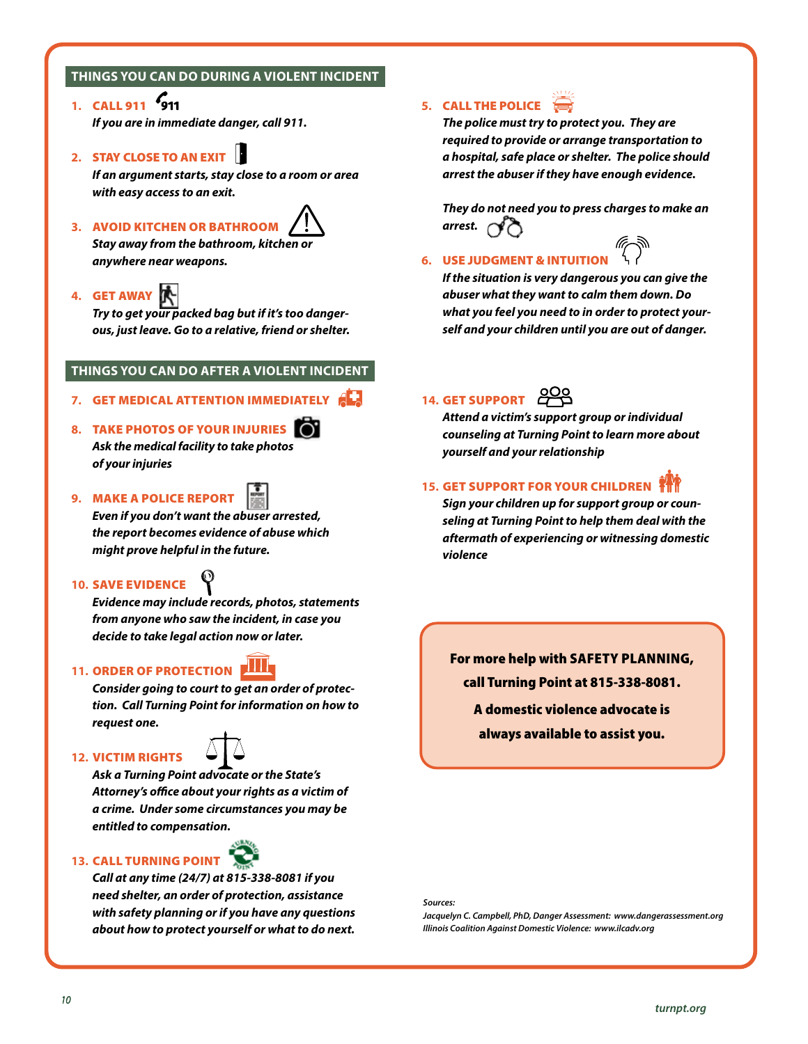## THINGS YOU CAN DO DURING A VIOLENT INCIDENT

1. **CALL 911**
   *If you are in immediate danger, call 911.*

2. **STAY CLOSE TO AN EXIT**
   *If an argument starts, stay close to a room or area with easy access to an exit.*

3. **AVOID KITCHEN OR BATHROOM**
   *Stay away from the bathroom, kitchen or anywhere near weapons.*

4. **GET AWAY**
   *Try to get your packed bag but if it's too dangerous, just leave. Go to a relative, friend or shelter.*

5. **CALL THE POLICE**
   *The police must try to protect you. They are required to provide or arrange transportation to a hospital, safe place or shelter. The police should arrest the abuser if they have enough evidence.*

   *They do not need you to press charges to make an arrest.*

6. **USE JUDGMENT & INTUITION**
   *If the situation is very dangerous you can give the abuser what they want to calm them down. Do what you feel you need to in order to protect yourself and your children until you are out of danger.*

## THINGS YOU CAN DO AFTER A VIOLENT INCIDENT

7. **GET MEDICAL ATTENTION IMMEDIATELY**

8. **TAKE PHOTOS OF YOUR INJURIES**
   *Ask the medical facility to take photos of your injuries*

9. **MAKE A POLICE REPORT**
   *Even if you don't want the abuser arrested, the report becomes evidence of abuse which might prove helpful in the future.*

10. **SAVE EVIDENCE**
    *Evidence may include records, photos, statements from anyone who saw the incident, in case you decide to take legal action now or later.*

11. **ORDER OF PROTECTION**
    *Consider going to court to get an order of protection. Call Turning Point for information on how to request one.*

12. **VICTIM RIGHTS**
    *Ask a Turning Point advocate or the State's Attorney's office about your rights as a victim of a crime. Under some circumstances you may be entitled to compensation.*

13. **CALL TURNING POINT**
    *Call at any time (24/7) at 815-338-8081 if you need shelter, an order of protection, assistance with safety planning or if you have any questions about how to protect yourself or what to do next.*

14. **GET SUPPORT**
    *Attend a victim's support group or individual counseling at Turning Point to learn more about yourself and your relationship*

15. **GET SUPPORT FOR YOUR CHILDREN**
    *Sign your children up for support group or counseling at Turning Point to help them deal with the aftermath of experiencing or witnessing domestic violence*

**For more help with SAFETY PLANNING, call Turning Point at 815-338-8081.**

**A domestic violence advocate is always available to assist you.**

*Sources:*
*Jacquelyn C. Campbell, PhD, Danger Assessment: www.dangerassessment.org*
*Illinois Coalition Against Domestic Violence: www.ilcadv.org*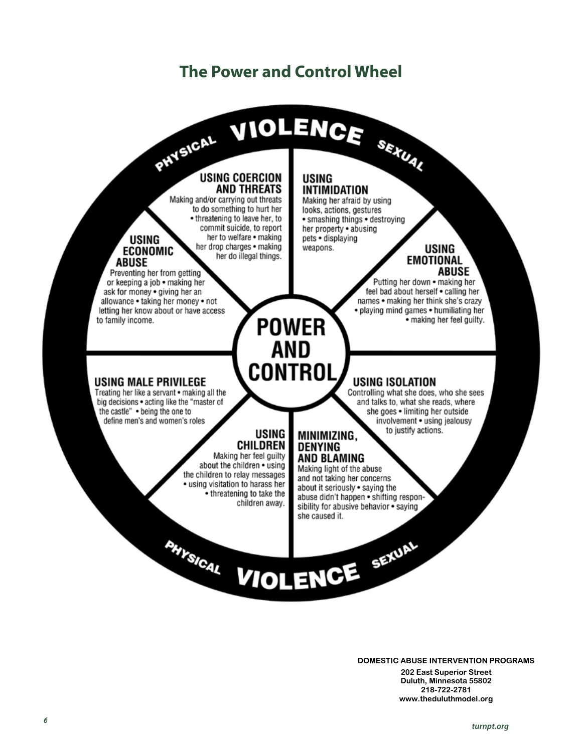# The Power and Control Wheel

PHYSICAL VIOLENCE SEXUAL

**USING COERCION AND THREATS**
Making and/or carrying out threats to do something to hurt her • threatening to leave her, to commit suicide, to report her to welfare • making her drop charges • making her do illegal things.

**USING INTIMIDATION**
Making her afraid by using looks, actions, gestures • smashing things • destroying her property • abusing pets • displaying weapons.

**USING ECONOMIC ABUSE**
Preventing her from getting or keeping a job • making her ask for money • giving her an allowance • taking her money • not letting her know about or have access to family income.

**USING EMOTIONAL ABUSE**
Putting her down • making her feel bad about herself • calling her names • making her think she's crazy • playing mind games • humiliating her • making her feel guilty.

**POWER AND CONTROL**

**USING MALE PRIVILEGE**
Treating her like a servant • making all the big decisions • acting like the "master of the castle" • being the one to define men's and women's roles

**USING ISOLATION**
Controlling what she does, who she sees and talks to, what she reads, where she goes • limiting her outside involvement • using jealousy to justify actions.

**USING CHILDREN**
Making her feel guilty about the children • using the children to relay messages • using visitation to harass her • threatening to take the children away.

**MINIMIZING, DENYING AND BLAMING**
Making light of the abuse and not taking her concerns about it seriously • saying the abuse didn't happen • shifting responsibility for abusive behavior • saying she caused it.

PHYSICAL VIOLENCE SEXUAL

**DOMESTIC ABUSE INTERVENTION PROGRAMS**
**202 East Superior Street**
**Duluth, Minnesota 55802**
**218-722-2781**
**www.theduluthmodel.org**